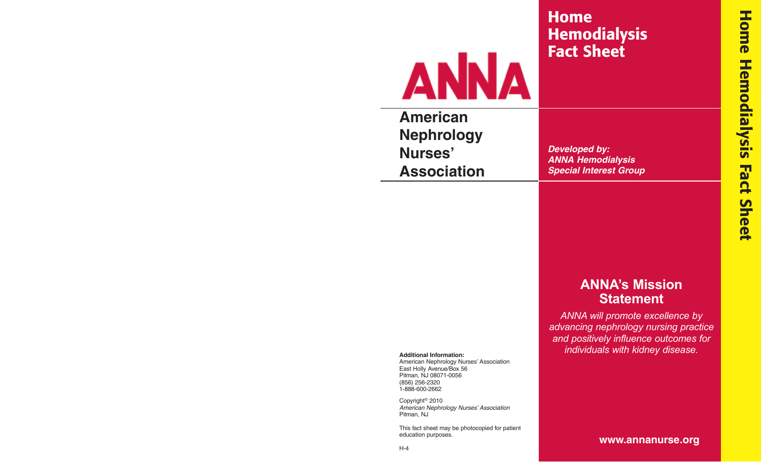# Home Hemodialysis Fact Sheet

ANNA

## American Nephrology Nurses' Association

***Developed by: ANNA Hemodialysis Special Interest Group***

## ANNA's Mission Statement

*ANNA will promote excellence by advancing nephrology nursing practice and positively influence outcomes for individuals with kidney disease.*

**www.annanurse.org**

**Additional Information:**
American Nephrology Nurses' Association
East Holly Avenue/Box 56
Pitman, NJ 08071-0056
(856) 256-2320
1-888-600-2662

Copyright© 2010
*American Nephrology Nurses' Association*
Pitman, NJ

This fact sheet may be photocopied for patient education purposes.

H-4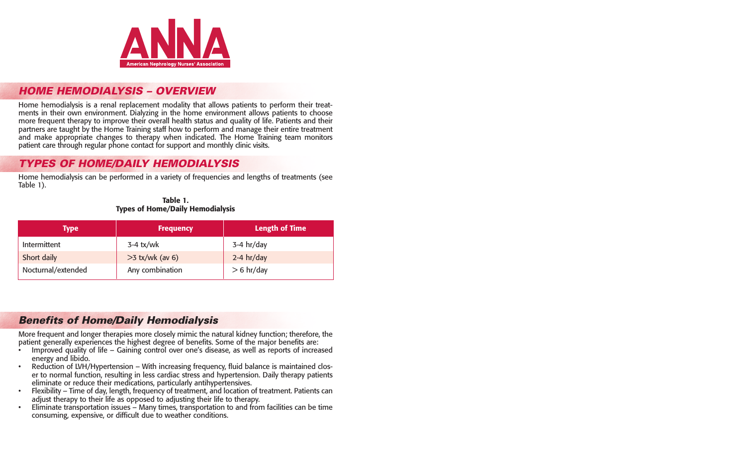# ANNA

American Nephrology Nurses' Association

## HOME HEMODIALYSIS – OVERVIEW

Home hemodialysis is a renal replacement modality that allows patients to perform their treatments in their own environment. Dialyzing in the home environment allows patients to choose more frequent therapy to improve their overall health status and quality of life. Patients and their partners are taught by the Home Training staff how to perform and manage their entire treatment and make appropriate changes to therapy when indicated. The Home Training team monitors patient care through regular phone contact for support and monthly clinic visits.

## TYPES OF HOME/DAILY HEMODIALYSIS

Home hemodialysis can be performed in a variety of frequencies and lengths of treatments (see Table 1).

**Table 1.**
**Types of Home/Daily Hemodialysis**

| Type | Frequency | Length of Time |
|---|---|---|
| Intermittent | 3-4 tx/wk | 3-4 hr/day |
| Short daily | >3 tx/wk (av 6) | 2-4 hr/day |
| Nocturnal/extended | Any combination | > 6 hr/day |

## Benefits of Home/Daily Hemodialysis

More frequent and longer therapies more closely mimic the natural kidney function; therefore, the patient generally experiences the highest degree of benefits. Some of the major benefits are:

- Improved quality of life – Gaining control over one's disease, as well as reports of increased energy and libido.
- Reduction of LVH/Hypertension – With increasing frequency, fluid balance is maintained closer to normal function, resulting in less cardiac stress and hypertension. Daily therapy patients eliminate or reduce their medications, particularly antihypertensives.
- Flexibility – Time of day, length, frequency of treatment, and location of treatment. Patients can adjust therapy to their life as opposed to adjusting their life to therapy.
- Eliminate transportation issues – Many times, transportation to and from facilities can be time consuming, expensive, or difficult due to weather conditions.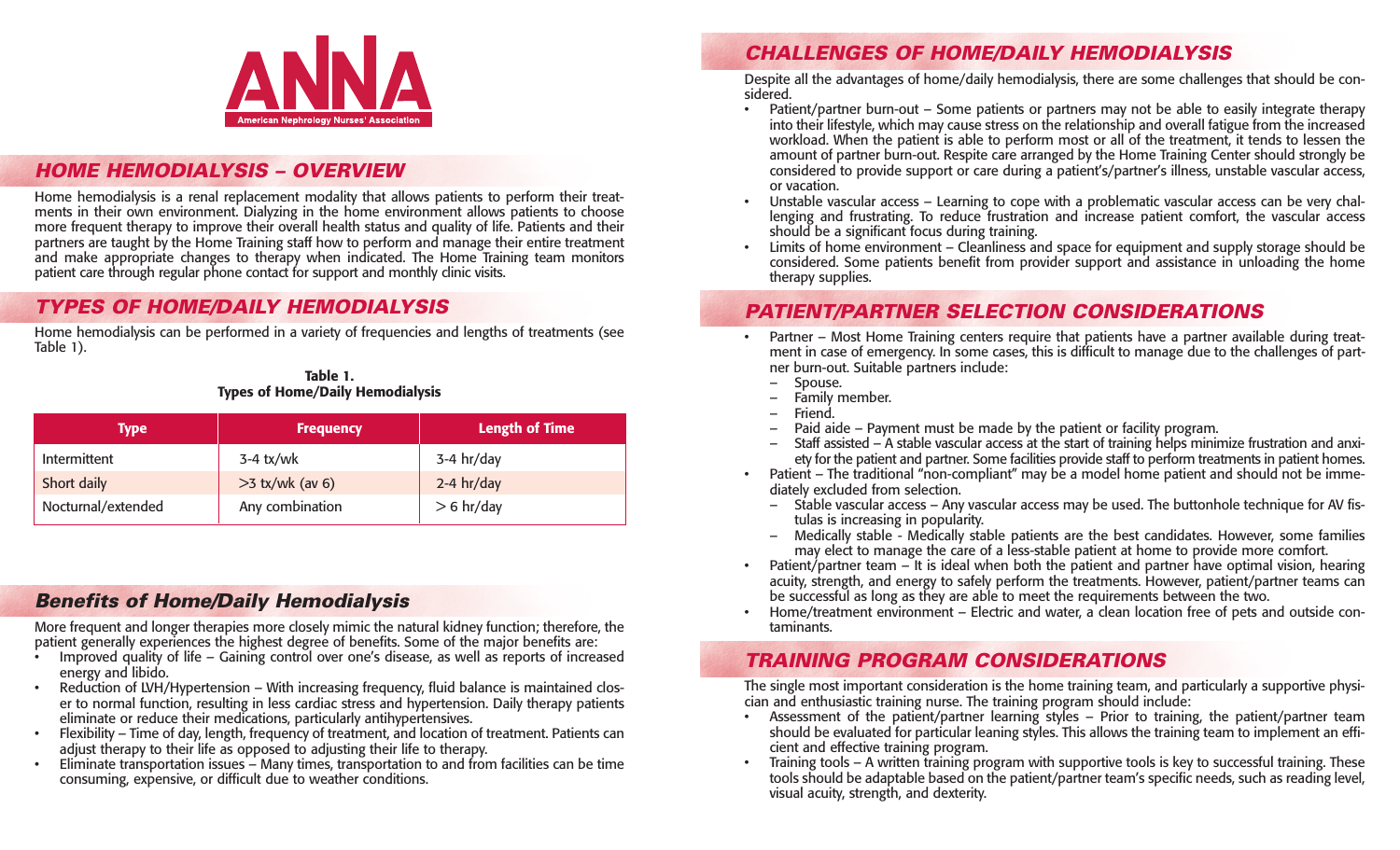**ANNA**
**American Nephrology Nurses' Association**

## HOME HEMODIALYSIS – OVERVIEW

Home hemodialysis is a renal replacement modality that allows patients to perform their treatments in their own environment. Dialyzing in the home environment allows patients to choose more frequent therapy to improve their overall health status and quality of life. Patients and their partners are taught by the Home Training staff how to perform and manage their entire treatment and make appropriate changes to therapy when indicated. The Home Training team monitors patient care through regular phone contact for support and monthly clinic visits.

## TYPES OF HOME/DAILY HEMODIALYSIS

Home hemodialysis can be performed in a variety of frequencies and lengths of treatments (see Table 1).

**Table 1.**
**Types of Home/Daily Hemodialysis**

| Type | Frequency | Length of Time |
|---|---|---|
| Intermittent | 3-4 tx/wk | 3-4 hr/day |
| Short daily | >3 tx/wk (av 6) | 2-4 hr/day |
| Nocturnal/extended | Any combination | > 6 hr/day |

## Benefits of Home/Daily Hemodialysis

More frequent and longer therapies more closely mimic the natural kidney function; therefore, the patient generally experiences the highest degree of benefits. Some of the major benefits are:

- Improved quality of life – Gaining control over one's disease, as well as reports of increased energy and libido.
- Reduction of LVH/Hypertension – With increasing frequency, fluid balance is maintained closer to normal function, resulting in less cardiac stress and hypertension. Daily therapy patients eliminate or reduce their medications, particularly antihypertensives.
- Flexibility – Time of day, length, frequency of treatment, and location of treatment. Patients can adjust therapy to their life as opposed to adjusting their life to therapy.
- Eliminate transportation issues – Many times, transportation to and from facilities can be time consuming, expensive, or difficult due to weather conditions.

## CHALLENGES OF HOME/DAILY HEMODIALYSIS

Despite all the advantages of home/daily hemodialysis, there are some challenges that should be considered.

- Patient/partner burn-out – Some patients or partners may not be able to easily integrate therapy into their lifestyle, which may cause stress on the relationship and overall fatigue from the increased workload. When the patient is able to perform most or all of the treatment, it tends to lessen the amount of partner burn-out. Respite care arranged by the Home Training Center should strongly be considered to provide support or care during a patient's/partner's illness, unstable vascular access, or vacation.
- Unstable vascular access – Learning to cope with a problematic vascular access can be very challenging and frustrating. To reduce frustration and increase patient comfort, the vascular access should be a significant focus during training.
- Limits of home environment – Cleanliness and space for equipment and supply storage should be considered. Some patients benefit from provider support and assistance in unloading the home therapy supplies.

## PATIENT/PARTNER SELECTION CONSIDERATIONS

- Partner – Most Home Training centers require that patients have a partner available during treatment in case of emergency. In some cases, this is difficult to manage due to the challenges of partner burn-out. Suitable partners include:
  - Spouse.
  - Family member.
  - Friend.
  - Paid aide – Payment must be made by the patient or facility program.
  - Staff assisted – A stable vascular access at the start of training helps minimize frustration and anxiety for the patient and partner. Some facilities provide staff to perform treatments in patient homes.
- Patient – The traditional "non-compliant" may be a model home patient and should not be immediately excluded from selection.
  - Stable vascular access – Any vascular access may be used. The buttonhole technique for AV fistulas is increasing in popularity.
  - Medically stable - Medically stable patients are the best candidates. However, some families may elect to manage the care of a less-stable patient at home to provide more comfort.
- Patient/partner team – It is ideal when both the patient and partner have optimal vision, hearing acuity, strength, and energy to safely perform the treatments. However, patient/partner teams can be successful as long as they are able to meet the requirements between the two.
- Home/treatment environment – Electric and water, a clean location free of pets and outside contaminants.

## TRAINING PROGRAM CONSIDERATIONS

The single most important consideration is the home training team, and particularly a supportive physician and enthusiastic training nurse. The training program should include:

- Assessment of the patient/partner learning styles – Prior to training, the patient/partner team should be evaluated for particular leaning styles. This allows the training team to implement an efficient and effective training program.
- Training tools – A written training program with supportive tools is key to successful training. These tools should be adaptable based on the patient/partner team's specific needs, such as reading level, visual acuity, strength, and dexterity.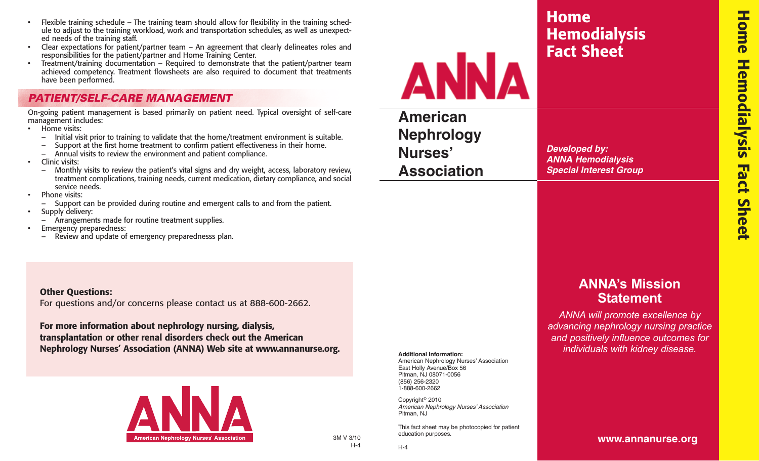- Flexible training schedule – The training team should allow for flexibility in the training schedule to adjust to the training workload, work and transportation schedules, as well as unexpected needs of the training staff.
- Clear expectations for patient/partner team – An agreement that clearly delineates roles and responsibilities for the patient/partner and Home Training Center.
- Treatment/training documentation – Required to demonstrate that the patient/partner team achieved competency. Treatment flowsheets are also required to document that treatments have been performed.

## *PATIENT/SELF-CARE MANAGEMENT*

On-going patient management is based primarily on patient need. Typical oversight of self-care management includes:

- Home visits:
  - Initial visit prior to training to validate that the home/treatment environment is suitable.
  - Support at the first home treatment to confirm patient effectiveness in their home.
  - Annual visits to review the environment and patient compliance.
- Clinic visits:
  - Monthly visits to review the patient's vital signs and dry weight, access, laboratory review, treatment complications, training needs, current medication, dietary compliance, and social service needs.
- Phone visits:
  - Support can be provided during routine and emergent calls to and from the patient.
- Supply delivery:
  - Arrangements made for routine treatment supplies.
- Emergency preparedness:
  - Review and update of emergency preparednesss plan.

**Other Questions:**
For questions and/or concerns please contact us at 888-600-2662.

**For more information about nephrology nursing, dialysis, transplantation or other renal disorders check out the American Nephrology Nurses' Association (ANNA) Web site at www.annanurse.org.**

ANNA
American Nephrology Nurses' Association

3M V 3/10
H-4

ANNA

**American Nephrology Nurses' Association**

**Additional Information:**
American Nephrology Nurses' Association
East Holly Avenue/Box 56
Pitman, NJ 08071-0056
(856) 256-2320
1-888-600-2662

Copyright© 2010
*American Nephrology Nurses' Association*
Pitman, NJ

This fact sheet may be photocopied for patient education purposes.

H-4

# Home Hemodialysis Fact Sheet

***Developed by:***
***ANNA Hemodialysis Special Interest Group***

## ANNA's Mission Statement

*ANNA will promote excellence by advancing nephrology nursing practice and positively influence outcomes for individuals with kidney disease.*

**www.annanurse.org**

**Home Hemodialysis Fact Sheet**